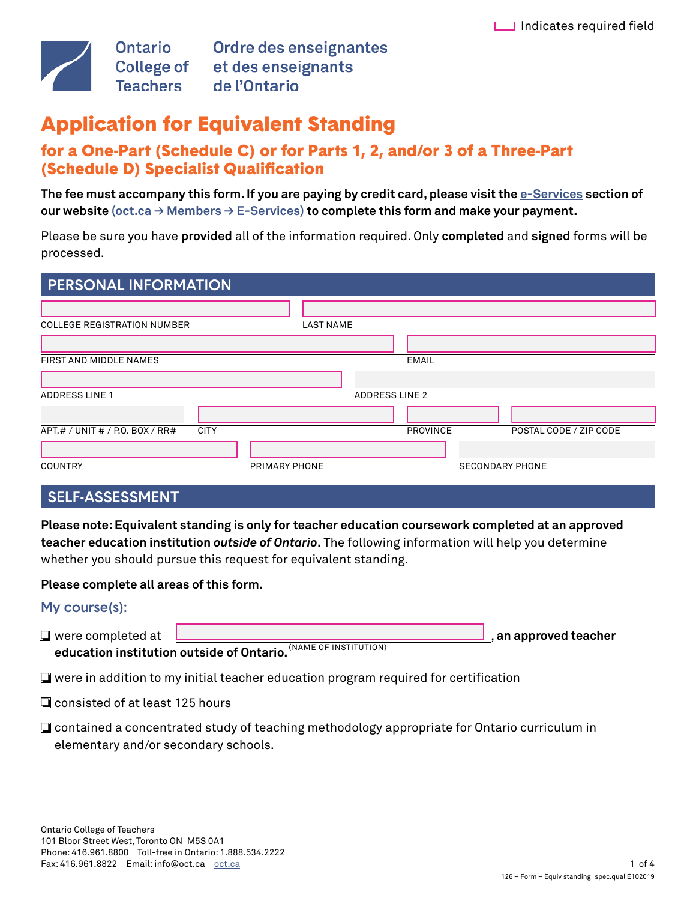Indicates required field

Ontario College of Teachers | Ordre des enseignantes et des enseignants de l'Ontario

# Application for Equivalent Standing

## for a One-Part (Schedule C) or for Parts 1, 2, and/or 3 of a Three-Part (Schedule D) Specialist Qualification

**The fee must accompany this form. If you are paying by credit card, please visit the e-Services section of our website (oct.ca → Members → E-Services) to complete this form and make your payment.**

Please be sure you have **provided** all of the information required. Only **completed** and **signed** forms will be processed.

## PERSONAL INFORMATION

COLLEGE REGISTRATION NUMBER

LAST NAME

FIRST AND MIDDLE NAMES

EMAIL

ADDRESS LINE 1

ADDRESS LINE 2

APT.# / UNIT # / P.O. BOX / RR#

CITY

PROVINCE

POSTAL CODE / ZIP CODE

COUNTRY

PRIMARY PHONE

SECONDARY PHONE

## SELF-ASSESSMENT

**Please note: Equivalent standing is only for teacher education coursework completed at an approved teacher education institution *outside of Ontario*.** The following information will help you determine whether you should pursue this request for equivalent standing.

**Please complete all areas of this form.**

### My course(s):

- ☐ were completed at ____________________ (NAME OF INSTITUTION), **an approved teacher education institution outside of Ontario.**
- ☐ were in addition to my initial teacher education program required for certification
- ☐ consisted of at least 125 hours
- ☐ contained a concentrated study of teaching methodology appropriate for Ontario curriculum in elementary and/or secondary schools.

Ontario College of Teachers
101 Bloor Street West, Toronto ON M5S 0A1
Phone: 416.961.8800 Toll-free in Ontario: 1.888.534.2222
Fax: 416.961.8822 Email: info@oct.ca oct.ca

126 – Form – Equiv standing_spec.qual E102019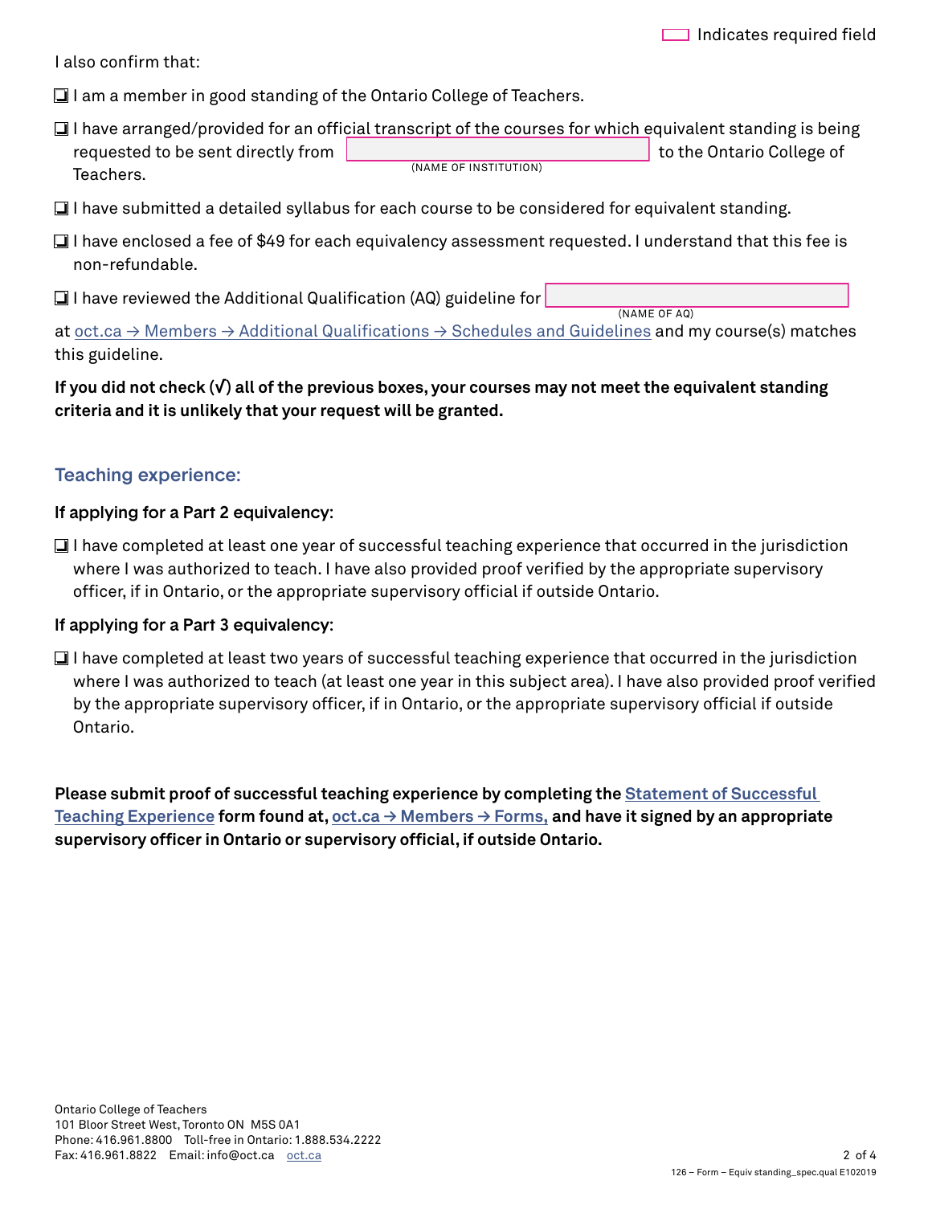Indicates required field

I also confirm that:

- ☐ I am a member in good standing of the Ontario College of Teachers.
- ☐ I have arranged/provided for an official transcript of the courses for which equivalent standing is being requested to be sent directly from __________ (NAME OF INSTITUTION) to the Ontario College of Teachers.
- ☐ I have submitted a detailed syllabus for each course to be considered for equivalent standing.
- ☐ I have enclosed a fee of $49 for each equivalency assessment requested. I understand that this fee is non-refundable.
- ☐ I have reviewed the Additional Qualification (AQ) guideline for __________ (NAME OF AQ) at oct.ca → Members → Additional Qualifications → Schedules and Guidelines and my course(s) matches this guideline.

**If you did not check (√) all of the previous boxes, your courses may not meet the equivalent standing criteria and it is unlikely that your request will be granted.**

## Teaching experience:

**If applying for a Part 2 equivalency:**

- ☐ I have completed at least one year of successful teaching experience that occurred in the jurisdiction where I was authorized to teach. I have also provided proof verified by the appropriate supervisory officer, if in Ontario, or the appropriate supervisory official if outside Ontario.

**If applying for a Part 3 equivalency:**

- ☐ I have completed at least two years of successful teaching experience that occurred in the jurisdiction where I was authorized to teach (at least one year in this subject area). I have also provided proof verified by the appropriate supervisory officer, if in Ontario, or the appropriate supervisory official if outside Ontario.

**Please submit proof of successful teaching experience by completing the Statement of Successful Teaching Experience form found at, oct.ca → Members → Forms, and have it signed by an appropriate supervisory officer in Ontario or supervisory official, if outside Ontario.**

Ontario College of Teachers
101 Bloor Street West, Toronto ON M5S 0A1
Phone: 416.961.8800 Toll-free in Ontario: 1.888.534.2222
Fax: 416.961.8822 Email: info@oct.ca oct.ca

126 – Form – Equiv standing_spec.qual E102019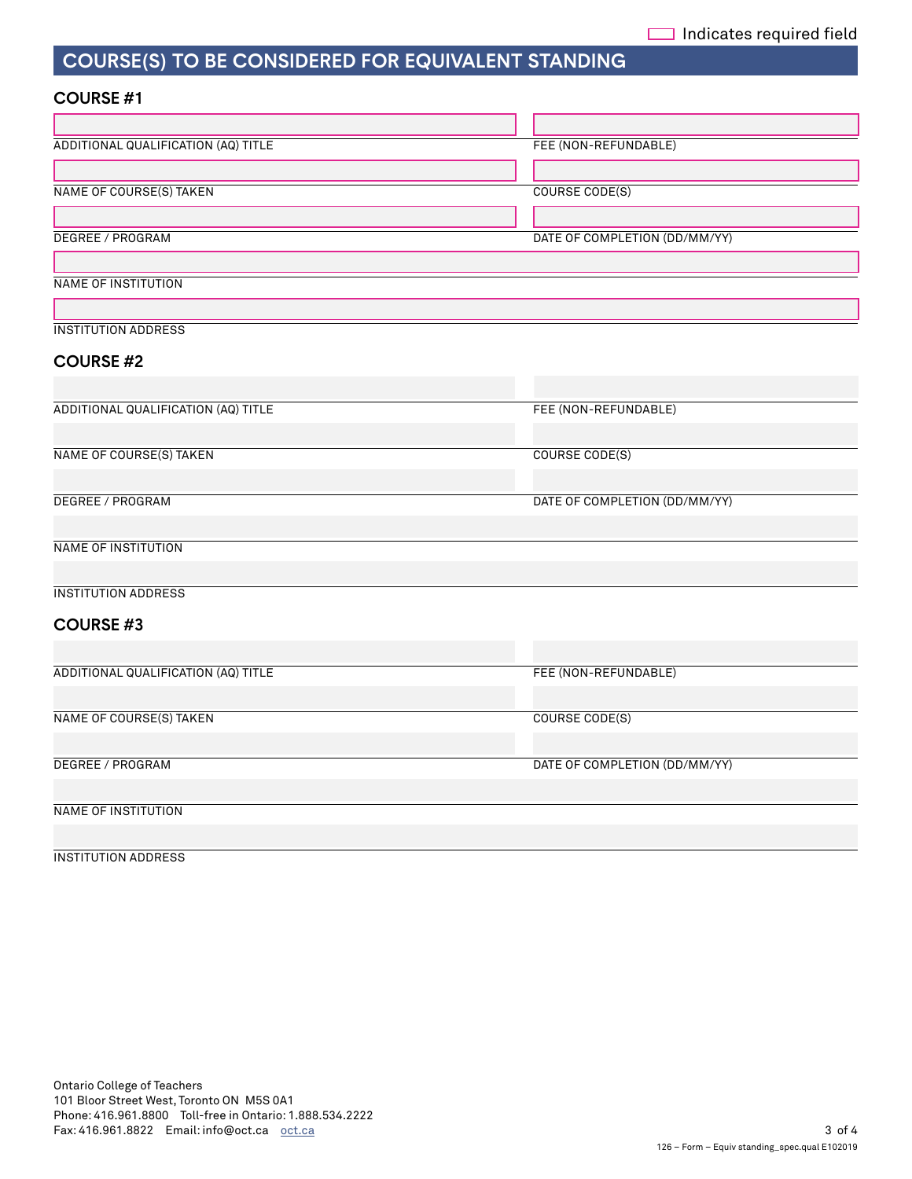Indicates required field

## COURSE(S) TO BE CONSIDERED FOR EQUIVALENT STANDING

### COURSE #1

| | |
|---|---|
| ADDITIONAL QUALIFICATION (AQ) TITLE | FEE (NON-REFUNDABLE) |
| NAME OF COURSE(S) TAKEN | COURSE CODE(S) |
| DEGREE / PROGRAM | DATE OF COMPLETION (DD/MM/YY) |

NAME OF INSTITUTION

INSTITUTION ADDRESS

### COURSE #2

| | |
|---|---|
| ADDITIONAL QUALIFICATION (AQ) TITLE | FEE (NON-REFUNDABLE) |
| NAME OF COURSE(S) TAKEN | COURSE CODE(S) |
| DEGREE / PROGRAM | DATE OF COMPLETION (DD/MM/YY) |

NAME OF INSTITUTION

INSTITUTION ADDRESS

### COURSE #3

| | |
|---|---|
| ADDITIONAL QUALIFICATION (AQ) TITLE | FEE (NON-REFUNDABLE) |
| NAME OF COURSE(S) TAKEN | COURSE CODE(S) |
| DEGREE / PROGRAM | DATE OF COMPLETION (DD/MM/YY) |

NAME OF INSTITUTION

INSTITUTION ADDRESS

Ontario College of Teachers
101 Bloor Street West, Toronto ON M5S 0A1
Phone: 416.961.8800 Toll-free in Ontario: 1.888.534.2222
Fax: 416.961.8822 Email: info@oct.ca oct.ca

126 – Form – Equiv standing_spec.qual E102019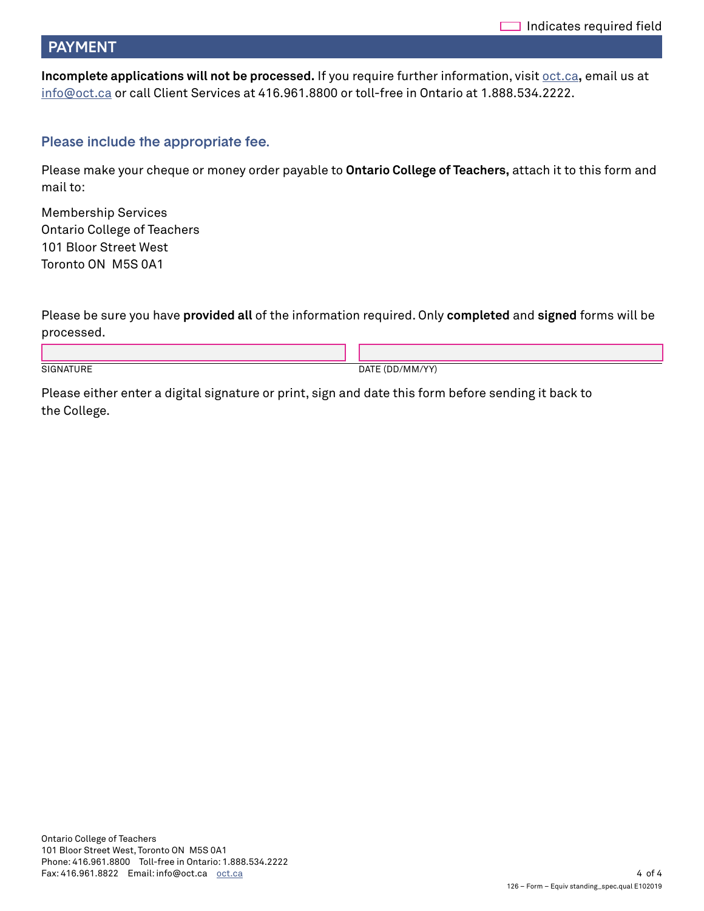Indicates required field

## PAYMENT

**Incomplete applications will not be processed.** If you require further information, visit oct.ca**,** email us at info@oct.ca or call Client Services at 416.961.8800 or toll-free in Ontario at 1.888.534.2222.

### Please include the appropriate fee.

Please make your cheque or money order payable to **Ontario College of Teachers,** attach it to this form and mail to:

Membership Services
Ontario College of Teachers
101 Bloor Street West
Toronto ON M5S 0A1

Please be sure you have **provided all** of the information required. Only **completed** and **signed** forms will be processed.

| SIGNATURE | DATE (DD/MM/YY) |
|---|---|
| | |

Please either enter a digital signature or print, sign and date this form before sending it back to the College.

Ontario College of Teachers
101 Bloor Street West, Toronto ON M5S 0A1
Phone: 416.961.8800 Toll-free in Ontario: 1.888.534.2222
Fax: 416.961.8822 Email: info@oct.ca oct.ca

126 – Form – Equiv standing_spec.qual E102019